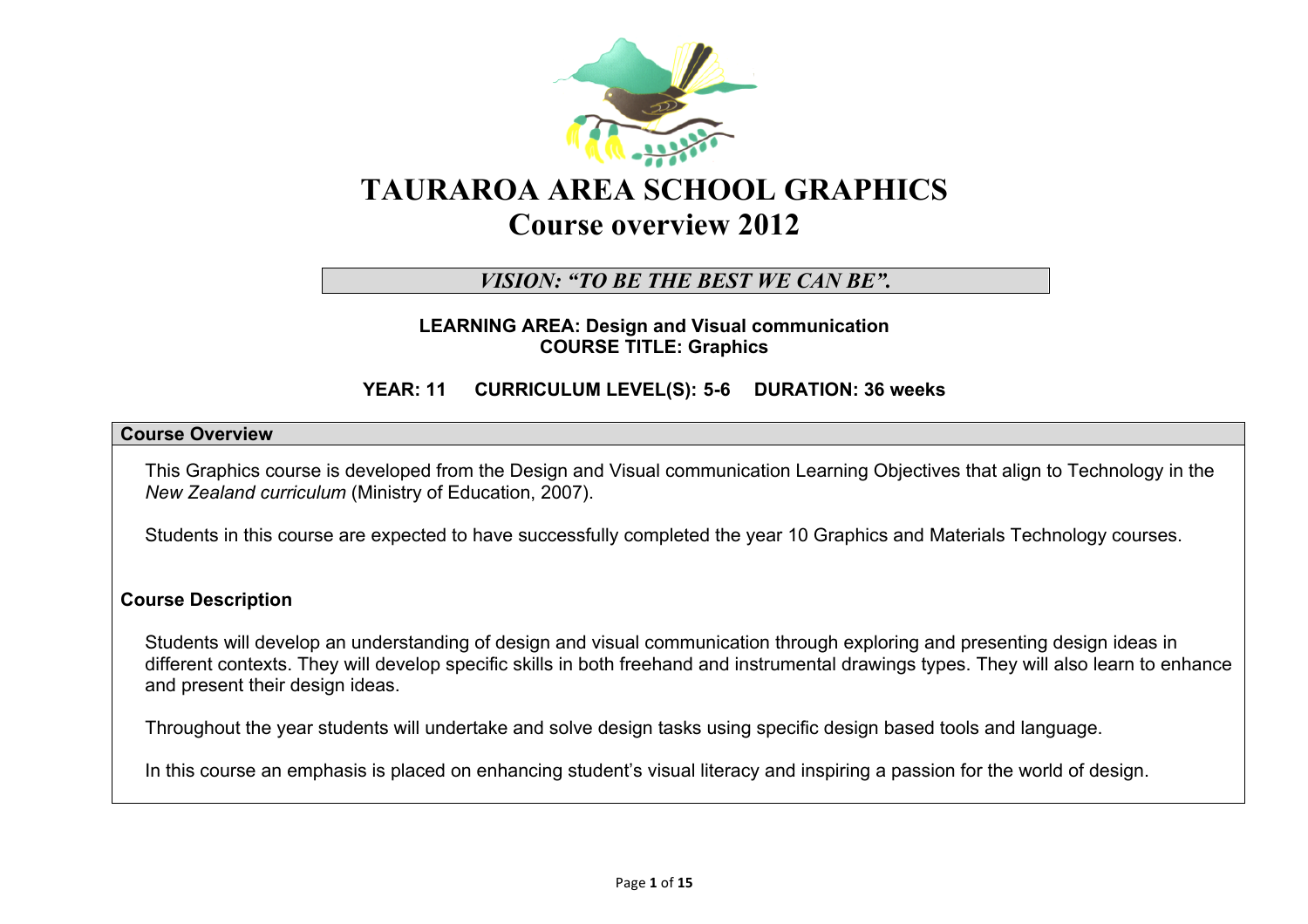# TAURAROA AREA SCHOOL GRAPHICS
# Course overview 2012

***VISION: "TO BE THE BEST WE CAN BE".***

**LEARNING AREA: Design and Visual communication**
**COURSE TITLE: Graphics**

**YEAR: 11 CURRICULUM LEVEL(S): 5-6 DURATION: 36 weeks**

## Course Overview

This Graphics course is developed from the Design and Visual communication Learning Objectives that align to Technology in the *New Zealand curriculum* (Ministry of Education, 2007).

Students in this course are expected to have successfully completed the year 10 Graphics and Materials Technology courses.

## Course Description

Students will develop an understanding of design and visual communication through exploring and presenting design ideas in different contexts. They will develop specific skills in both freehand and instrumental drawings types. They will also learn to enhance and present their design ideas.

Throughout the year students will undertake and solve design tasks using specific design based tools and language.

In this course an emphasis is placed on enhancing student's visual literacy and inspiring a passion for the world of design.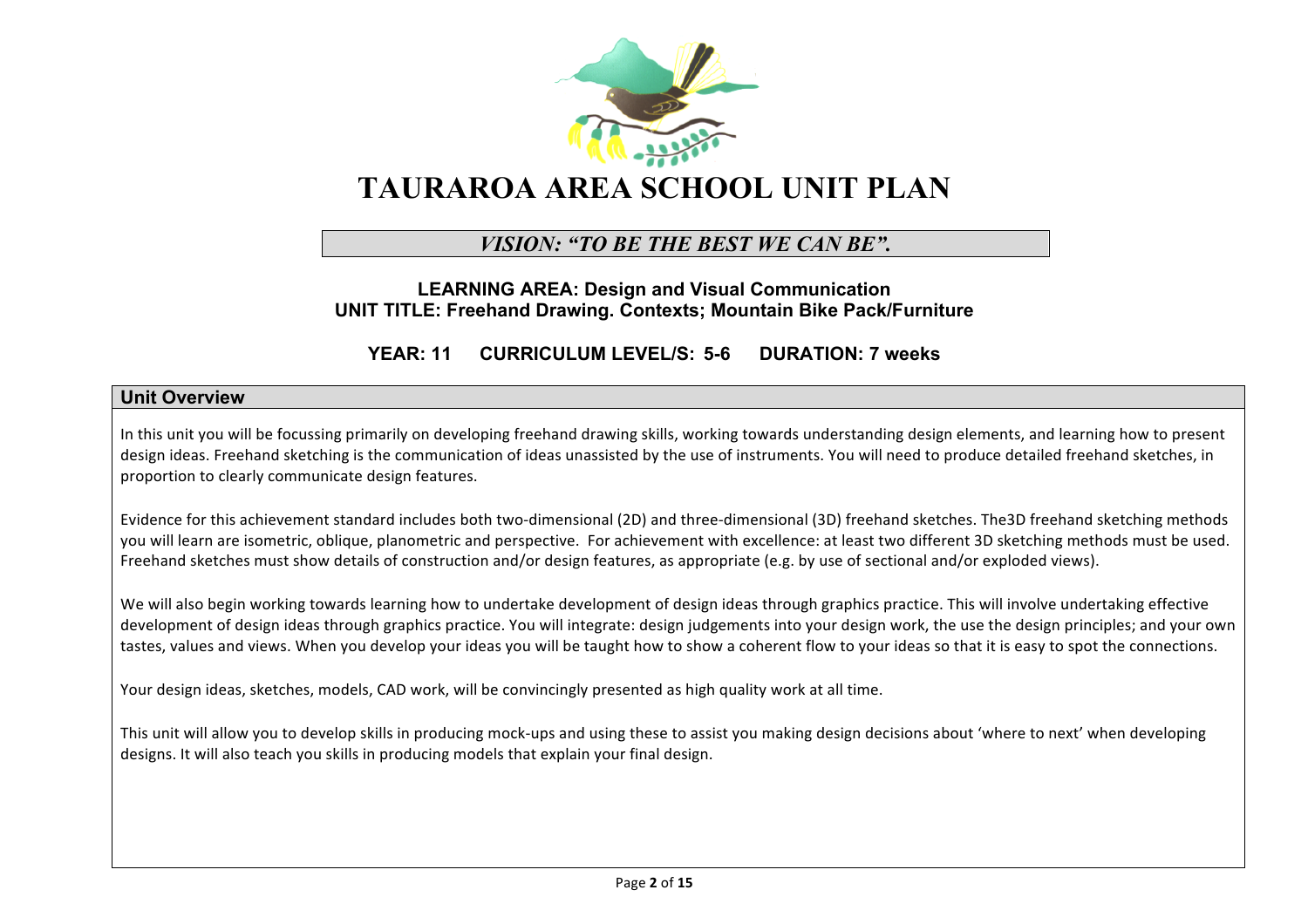# TAURAROA AREA SCHOOL UNIT PLAN

*VISION: "TO BE THE BEST WE CAN BE".*

**LEARNING AREA: Design and Visual Communication**
**UNIT TITLE: Freehand Drawing. Contexts; Mountain Bike Pack/Furniture**

**YEAR: 11 CURRICULUM LEVEL/S: 5-6 DURATION: 7 weeks**

## Unit Overview

In this unit you will be focussing primarily on developing freehand drawing skills, working towards understanding design elements, and learning how to present design ideas. Freehand sketching is the communication of ideas unassisted by the use of instruments. You will need to produce detailed freehand sketches, in proportion to clearly communicate design features.

Evidence for this achievement standard includes both two-dimensional (2D) and three-dimensional (3D) freehand sketches. The3D freehand sketching methods you will learn are isometric, oblique, planometric and perspective. For achievement with excellence: at least two different 3D sketching methods must be used. Freehand sketches must show details of construction and/or design features, as appropriate (e.g. by use of sectional and/or exploded views).

We will also begin working towards learning how to undertake development of design ideas through graphics practice. This will involve undertaking effective development of design ideas through graphics practice. You will integrate: design judgements into your design work, the use the design principles; and your own tastes, values and views. When you develop your ideas you will be taught how to show a coherent flow to your ideas so that it is easy to spot the connections.

Your design ideas, sketches, models, CAD work, will be convincingly presented as high quality work at all time.

This unit will allow you to develop skills in producing mock-ups and using these to assist you making design decisions about 'where to next' when developing designs. It will also teach you skills in producing models that explain your final design.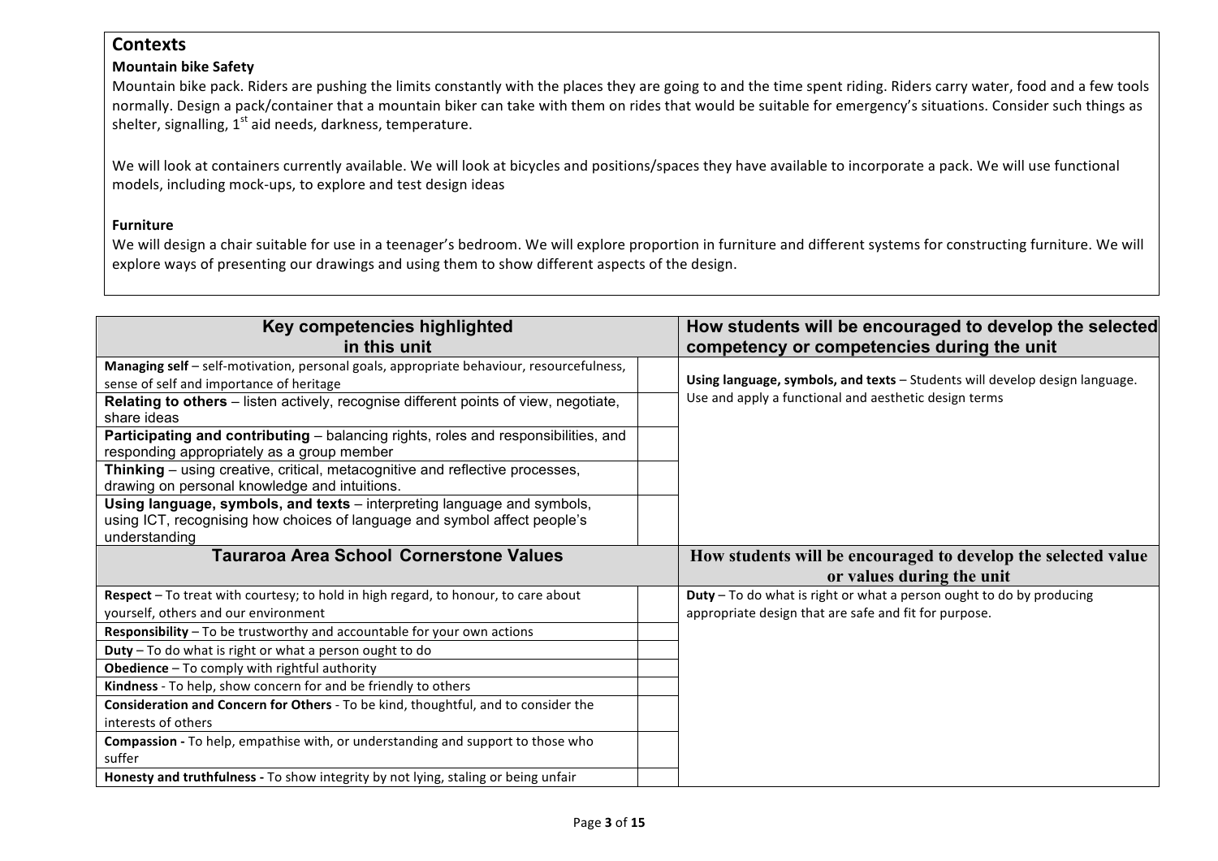## Contexts

### Mountain bike Safety

Mountain bike pack. Riders are pushing the limits constantly with the places they are going to and the time spent riding. Riders carry water, food and a few tools normally. Design a pack/container that a mountain biker can take with them on rides that would be suitable for emergency's situations. Consider such things as shelter, signalling, 1st aid needs, darkness, temperature.

We will look at containers currently available. We will look at bicycles and positions/spaces they have available to incorporate a pack. We will use functional models, including mock-ups, to explore and test design ideas

### Furniture

We will design a chair suitable for use in a teenager's bedroom. We will explore proportion in furniture and different systems for constructing furniture. We will explore ways of presenting our drawings and using them to show different aspects of the design.

| Key competencies highlighted in this unit | | How students will be encouraged to develop the selected competency or competencies during the unit |
|---|---|---|
| **Managing self** – self-motivation, personal goals, appropriate behaviour, resourcefulness, sense of self and importance of heritage | | **Using language, symbols, and texts** – Students will develop design language. Use and apply a functional and aesthetic design terms |
| **Relating to others** – listen actively, recognise different points of view, negotiate, share ideas | | |
| **Participating and contributing** – balancing rights, roles and responsibilities, and responding appropriately as a group member | | |
| **Thinking** – using creative, critical, metacognitive and reflective processes, drawing on personal knowledge and intuitions. | | |
| **Using language, symbols, and texts** – interpreting language and symbols, using ICT, recognising how choices of language and symbol affect people's understanding | | |
| **Tauraroa Area School Cornerstone Values** | | **How students will be encouraged to develop the selected value or values during the unit** |
| **Respect** – To treat with courtesy; to hold in high regard, to honour, to care about yourself, others and our environment | | **Duty** – To do what is right or what a person ought to do by producing appropriate design that are safe and fit for purpose. |
| **Responsibility** – To be trustworthy and accountable for your own actions | | |
| **Duty** – To do what is right or what a person ought to do | | |
| **Obedience** – To comply with rightful authority | | |
| **Kindness** - To help, show concern for and be friendly to others | | |
| **Consideration and Concern for Others** - To be kind, thoughtful, and to consider the interests of others | | |
| **Compassion** - To help, empathise with, or understanding and support to those who suffer | | |
| **Honesty and truthfulness** - To show integrity by not lying, staling or being unfair | | |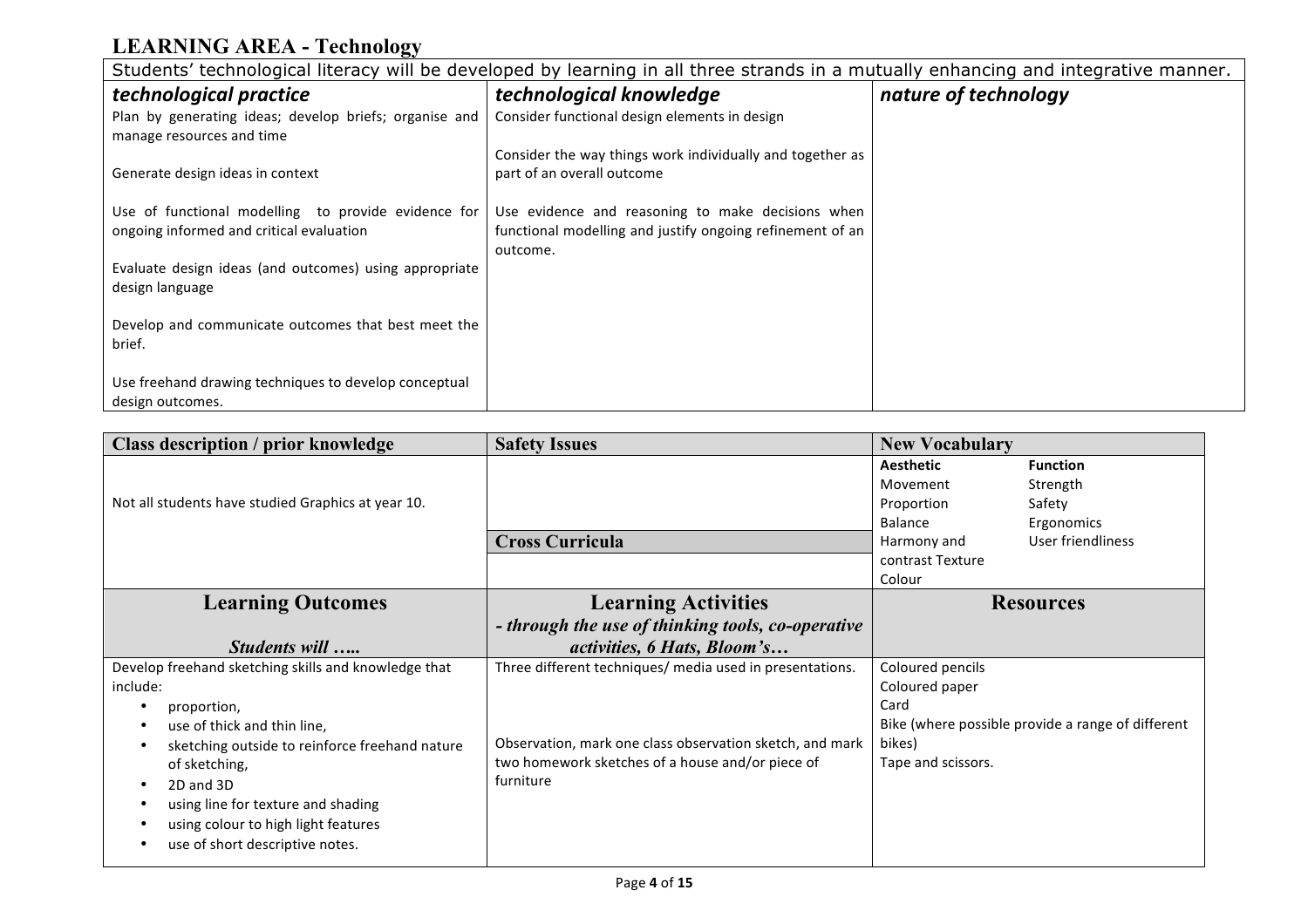## LEARNING AREA - Technology

| Students' technological literacy will be developed by learning in all three strands in a mutually enhancing and integrative manner. | | |
|---|---|---|
| ***technological practice*** | ***technological knowledge*** | ***nature of technology*** |
| Plan by generating ideas; develop briefs; organise and manage resources and time<br><br>Generate design ideas in context<br><br>Use of functional modelling to provide evidence for ongoing informed and critical evaluation<br><br>Evaluate design ideas (and outcomes) using appropriate design language<br><br>Develop and communicate outcomes that best meet the brief.<br><br>Use freehand drawing techniques to develop conceptual design outcomes. | Consider functional design elements in design<br><br>Consider the way things work individually and together as part of an overall outcome<br><br>Use evidence and reasoning to make decisions when functional modelling and justify ongoing refinement of an outcome. | |

| **Class description / prior knowledge** | **Safety Issues** | **New Vocabulary** |
|---|---|---|
| Not all students have studied Graphics at year 10. | | **Aesthetic**<br>Movement<br>Proportion<br>Balance<br>Harmony and contrast Texture<br>Colour<br><br>**Function**<br>Strength<br>Safety<br>Ergonomics<br>User friendliness |
| | **Cross Curricula** | |
| | | |

| **Learning Outcomes**<br><br>***Students will …..*** | **Learning Activities**<br>***- through the use of thinking tools, co-operative activities, 6 Hats, Bloom's…*** | **Resources** |
|---|---|---|
| Develop freehand sketching skills and knowledge that include:<br>• proportion,<br>• use of thick and thin line,<br>• sketching outside to reinforce freehand nature of sketching,<br>• 2D and 3D<br>• using line for texture and shading<br>• using colour to high light features<br>• use of short descriptive notes. | Three different techniques/ media used in presentations.<br><br>Observation, mark one class observation sketch, and mark two homework sketches of a house and/or piece of furniture | Coloured pencils<br>Coloured paper<br>Card<br>Bike (where possible provide a range of different bikes)<br>Tape and scissors. |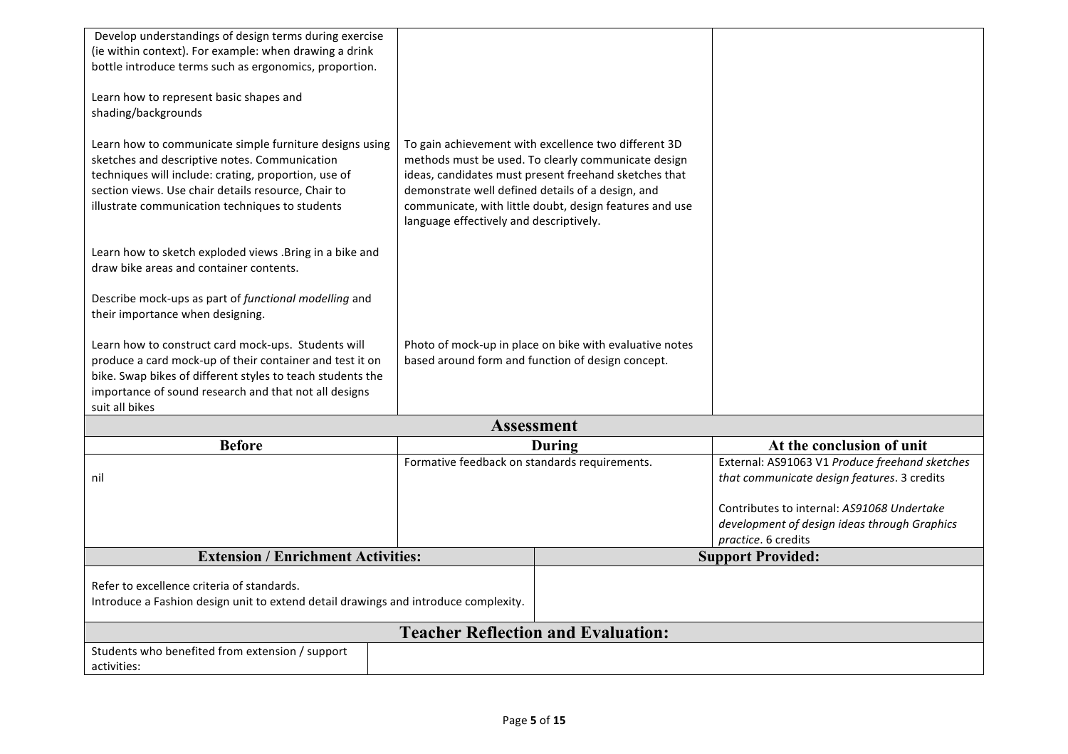| | | |
|---|---|---|
| Develop understandings of design terms during exercise (ie within context). For example: when drawing a drink bottle introduce terms such as ergonomics, proportion.<br><br>Learn how to represent basic shapes and shading/backgrounds<br><br>Learn how to communicate simple furniture designs using sketches and descriptive notes. Communication techniques will include: crating, proportion, use of section views. Use chair details resource, Chair to illustrate communication techniques to students<br><br>Learn how to sketch exploded views .Bring in a bike and draw bike areas and container contents.<br><br>Describe mock-ups as part of *functional modelling* and their importance when designing.<br><br>Learn how to construct card mock-ups. Students will produce a card mock-up of their container and test it on bike. Swap bikes of different styles to teach students the importance of sound research and that not all designs suit all bikes | To gain achievement with excellence two different 3D methods must be used. To clearly communicate design ideas, candidates must present freehand sketches that demonstrate well defined details of a design, and communicate, with little doubt, design features and use language effectively and descriptively.<br><br>Photo of mock-up in place on bike with evaluative notes based around form and function of design concept. | |

## Assessment

| Before | During | At the conclusion of unit |
|---|---|---|
| nil | Formative feedback on standards requirements. | External: AS91063 V1 *Produce freehand sketches that communicate design features*. 3 credits<br><br>Contributes to internal: *AS91068 Undertake development of design ideas through Graphics practice*. 6 credits |

| Extension / Enrichment Activities: | Support Provided: |
|---|---|
| Refer to excellence criteria of standards.<br>Introduce a Fashion design unit to extend detail drawings and introduce complexity. | |

## Teacher Reflection and Evaluation:

| | |
|---|---|
| Students who benefited from extension / support activities: | |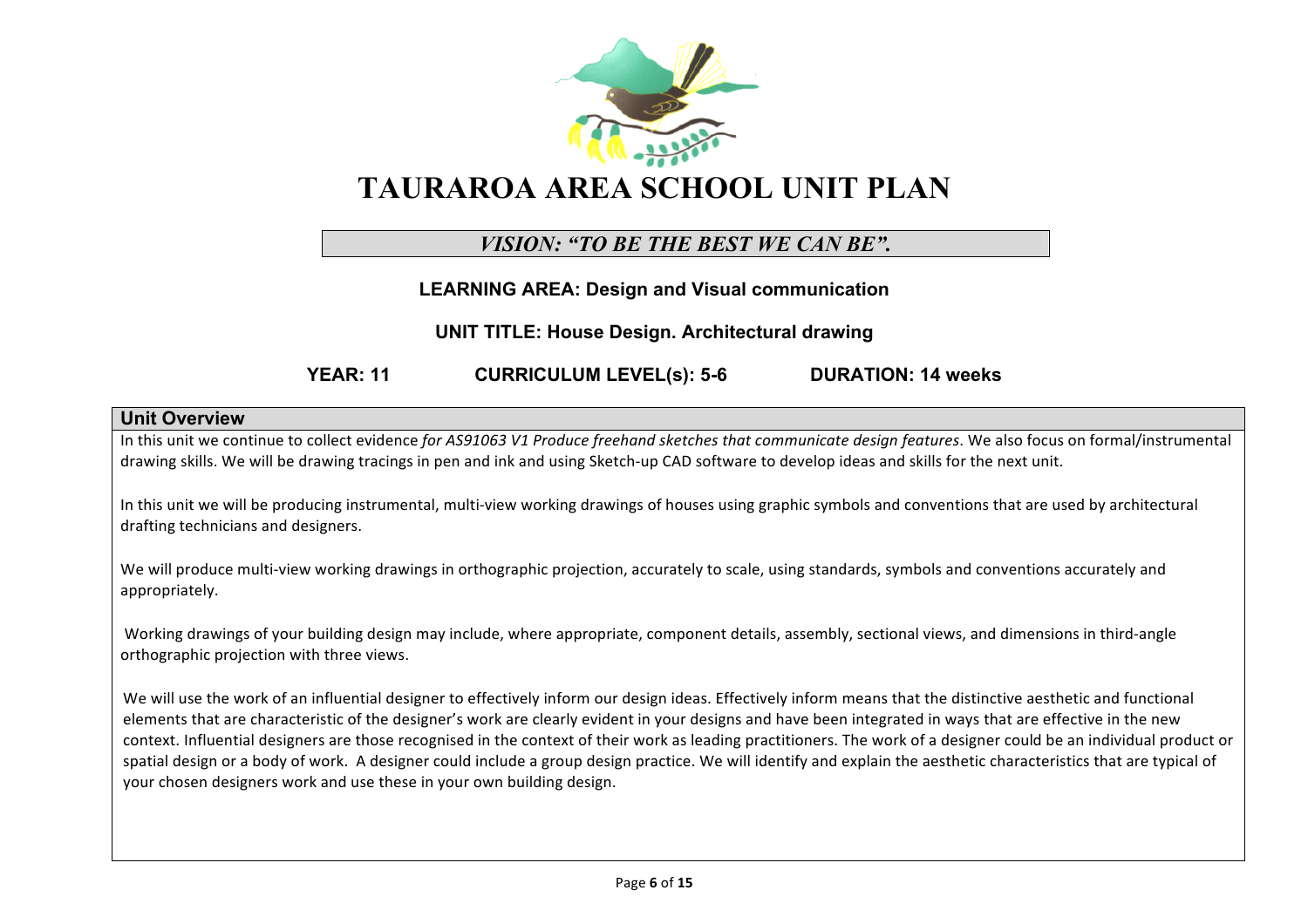# TAURAROA AREA SCHOOL UNIT PLAN

*VISION: "TO BE THE BEST WE CAN BE".*

**LEARNING AREA: Design and Visual communication**

**UNIT TITLE: House Design. Architectural drawing**

**YEAR: 11** **CURRICULUM LEVEL(s): 5-6** **DURATION: 14 weeks**

## Unit Overview

In this unit we continue to collect evidence *for AS91063 V1 Produce freehand sketches that communicate design features*. We also focus on formal/instrumental drawing skills. We will be drawing tracings in pen and ink and using Sketch-up CAD software to develop ideas and skills for the next unit.

In this unit we will be producing instrumental, multi-view working drawings of houses using graphic symbols and conventions that are used by architectural drafting technicians and designers.

We will produce multi-view working drawings in orthographic projection, accurately to scale, using standards, symbols and conventions accurately and appropriately.

Working drawings of your building design may include, where appropriate, component details, assembly, sectional views, and dimensions in third-angle orthographic projection with three views.

We will use the work of an influential designer to effectively inform our design ideas. Effectively inform means that the distinctive aesthetic and functional elements that are characteristic of the designer's work are clearly evident in your designs and have been integrated in ways that are effective in the new context. Influential designers are those recognised in the context of their work as leading practitioners. The work of a designer could be an individual product or spatial design or a body of work. A designer could include a group design practice. We will identify and explain the aesthetic characteristics that are typical of your chosen designers work and use these in your own building design.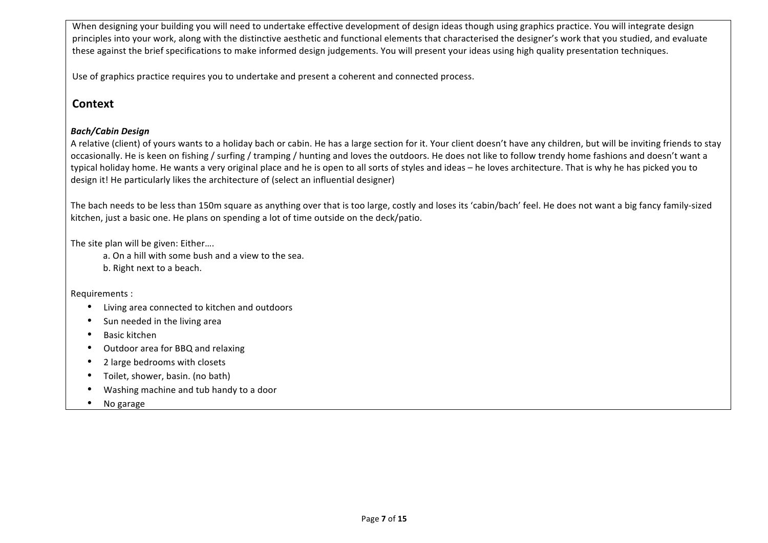When designing your building you will need to undertake effective development of design ideas though using graphics practice. You will integrate design principles into your work, along with the distinctive aesthetic and functional elements that characterised the designer's work that you studied, and evaluate these against the brief specifications to make informed design judgements. You will present your ideas using high quality presentation techniques.

Use of graphics practice requires you to undertake and present a coherent and connected process.

## Context

***Bach/Cabin Design***

A relative (client) of yours wants to a holiday bach or cabin. He has a large section for it. Your client doesn't have any children, but will be inviting friends to stay occasionally. He is keen on fishing / surfing / tramping / hunting and loves the outdoors. He does not like to follow trendy home fashions and doesn't want a typical holiday home. He wants a very original place and he is open to all sorts of styles and ideas – he loves architecture. That is why he has picked you to design it! He particularly likes the architecture of (select an influential designer)

The bach needs to be less than 150m square as anything over that is too large, costly and loses its 'cabin/bach' feel. He does not want a big fancy family-sized kitchen, just a basic one. He plans on spending a lot of time outside on the deck/patio.

The site plan will be given: Either….

a. On a hill with some bush and a view to the sea.
b. Right next to a beach.

Requirements :

- Living area connected to kitchen and outdoors
- Sun needed in the living area
- Basic kitchen
- Outdoor area for BBQ and relaxing
- 2 large bedrooms with closets
- Toilet, shower, basin. (no bath)
- Washing machine and tub handy to a door
- No garage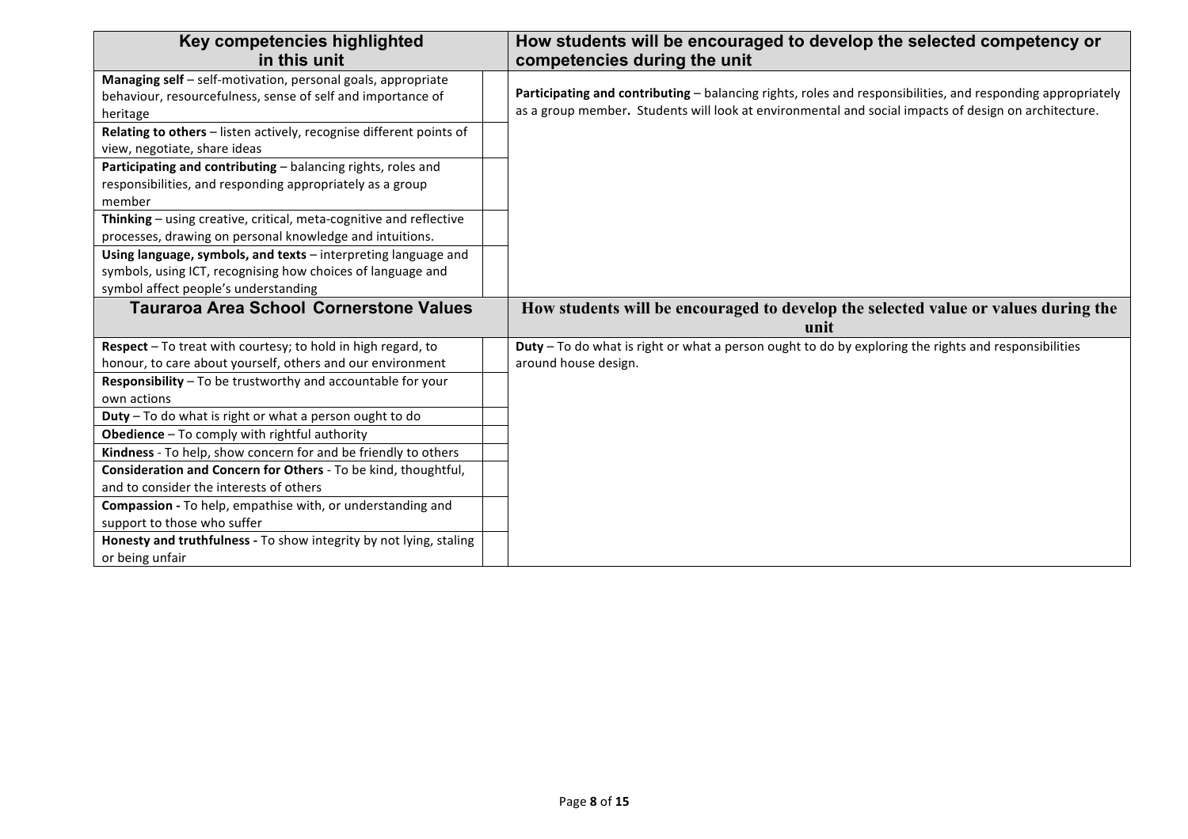| Key competencies highlighted in this unit | | How students will be encouraged to develop the selected competency or competencies during the unit |
|---|---|---|
| **Managing self** – self-motivation, personal goals, appropriate behaviour, resourcefulness, sense of self and importance of heritage | | **Participating and contributing** – balancing rights, roles and responsibilities, and responding appropriately as a group member**.** Students will look at environmental and social impacts of design on architecture. |
| **Relating to others** – listen actively, recognise different points of view, negotiate, share ideas | | |
| **Participating and contributing** – balancing rights, roles and responsibilities, and responding appropriately as a group member | | |
| **Thinking** – using creative, critical, meta-cognitive and reflective processes, drawing on personal knowledge and intuitions. | | |
| **Using language, symbols, and texts** – interpreting language and symbols, using ICT, recognising how choices of language and symbol affect people's understanding | | |

| Tauraroa Area School Cornerstone Values | | How students will be encouraged to develop the selected value or values during the unit |
|---|---|---|
| **Respect** – To treat with courtesy; to hold in high regard, to honour, to care about yourself, others and our environment | | **Duty** – To do what is right or what a person ought to do by exploring the rights and responsibilities around house design. |
| **Responsibility** – To be trustworthy and accountable for your own actions | | |
| **Duty** – To do what is right or what a person ought to do | | |
| **Obedience** – To comply with rightful authority | | |
| **Kindness** - To help, show concern for and be friendly to others | | |
| **Consideration and Concern for Others** - To be kind, thoughtful, and to consider the interests of others | | |
| **Compassion -** To help, empathise with, or understanding and support to those who suffer | | |
| **Honesty and truthfulness -** To show integrity by not lying, staling or being unfair | | |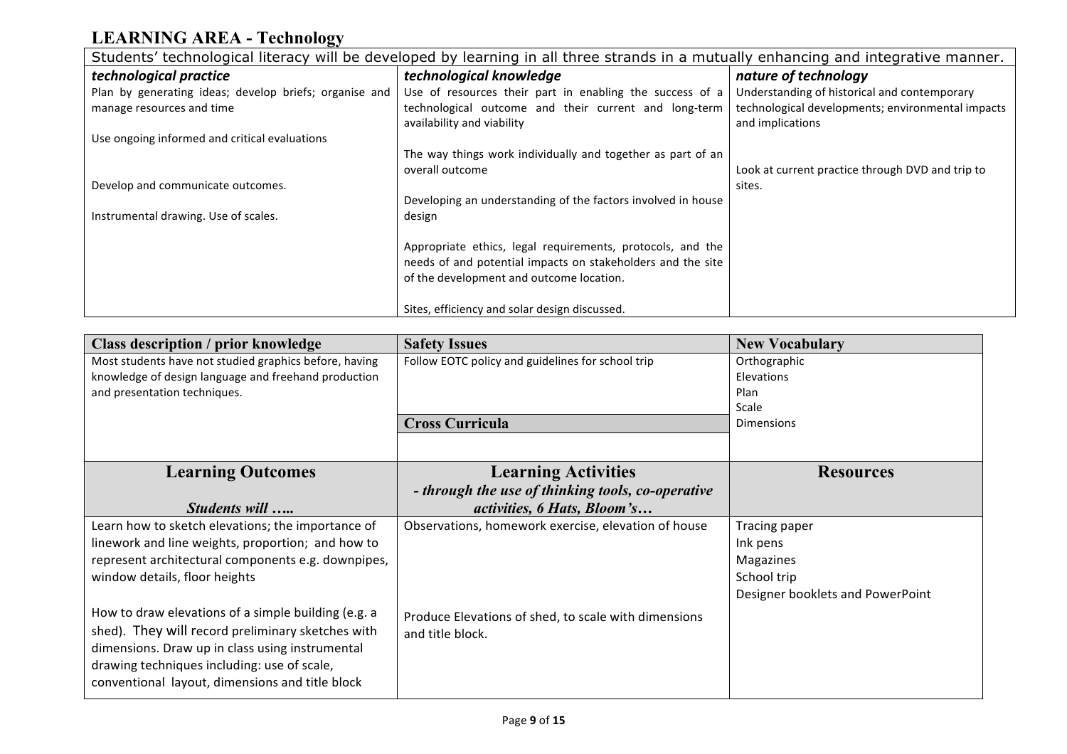## LEARNING AREA - Technology

| Students' technological literacy will be developed by learning in all three strands in a mutually enhancing and integrative manner. | | |
|---|---|---|
| ***technological practice*** | ***technological knowledge*** | ***nature of technology*** |
| Plan by generating ideas; develop briefs; organise and manage resources and time<br><br>Use ongoing informed and critical evaluations<br><br>Develop and communicate outcomes.<br><br>Instrumental drawing. Use of scales. | Use of resources their part in enabling the success of a technological outcome and their current and long-term availability and viability<br><br>The way things work individually and together as part of an overall outcome<br><br>Developing an understanding of the factors involved in house design<br><br>Appropriate ethics, legal requirements, protocols, and the needs of and potential impacts on stakeholders and the site of the development and outcome location.<br><br>Sites, efficiency and solar design discussed. | Understanding of historical and contemporary technological developments; environmental impacts and implications<br><br>Look at current practice through DVD and trip to sites. |

| **Class description / prior knowledge** | **Safety Issues** | **New Vocabulary** |
|---|---|---|
| Most students have not studied graphics before, having knowledge of design language and freehand production and presentation techniques. | Follow EOTC policy and guidelines for school trip<br><br>**Cross Curricula** | Orthographic<br>Elevations<br>Plan<br>Scale<br>Dimensions |
| **Learning Outcomes**<br><br>***Students will …..*** | **Learning Activities**<br>***- through the use of thinking tools, co-operative activities, 6 Hats, Bloom's…*** | **Resources** |
| Learn how to sketch elevations; the importance of linework and line weights, proportion; and how to represent architectural components e.g. downpipes, window details, floor heights<br><br>How to draw elevations of a simple building (e.g. a shed). They will record preliminary sketches with dimensions. Draw up in class using instrumental drawing techniques including: use of scale, conventional layout, dimensions and title block | Observations, homework exercise, elevation of house<br><br>Produce Elevations of shed, to scale with dimensions and title block. | Tracing paper<br>Ink pens<br>Magazines<br>School trip<br>Designer booklets and PowerPoint |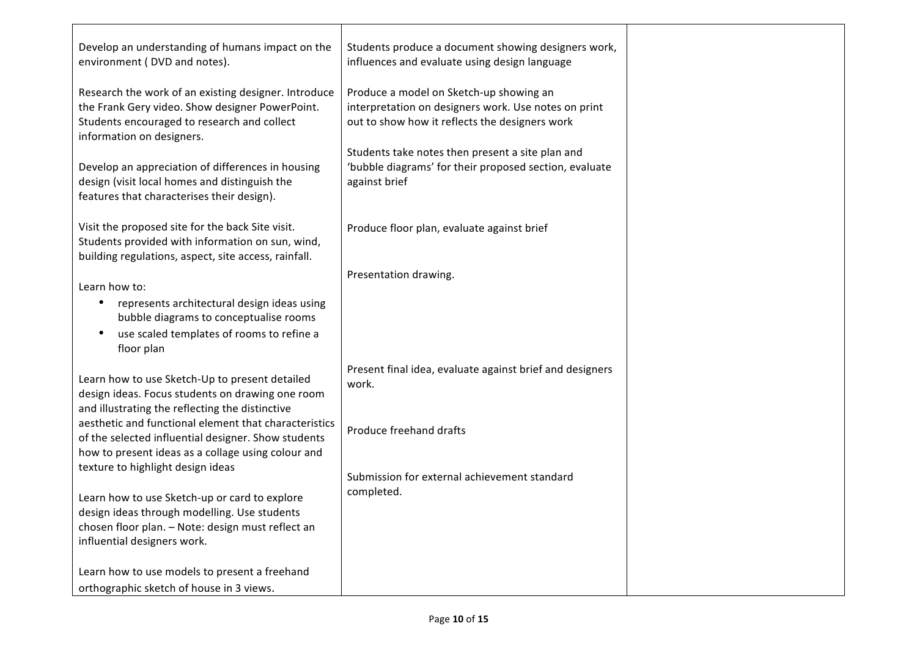| | | |
|---|---|---|
| Develop an understanding of humans impact on the environment ( DVD and notes).<br><br>Research the work of an existing designer. Introduce the Frank Gery video. Show designer PowerPoint. Students encouraged to research and collect information on designers.<br><br>Develop an appreciation of differences in housing design (visit local homes and distinguish the features that characterises their design).<br><br>Visit the proposed site for the back Site visit. Students provided with information on sun, wind, building regulations, aspect, site access, rainfall.<br><br>Learn how to:<br>• represents architectural design ideas using bubble diagrams to conceptualise rooms<br>• use scaled templates of rooms to refine a floor plan<br><br>Learn how to use Sketch-Up to present detailed design ideas. Focus students on drawing one room and illustrating the reflecting the distinctive aesthetic and functional element that characteristics of the selected influential designer. Show students how to present ideas as a collage using colour and texture to highlight design ideas<br><br>Learn how to use Sketch-up or card to explore design ideas through modelling. Use students chosen floor plan. – Note: design must reflect an influential designers work.<br><br>Learn how to use models to present a freehand orthographic sketch of house in 3 views. | Students produce a document showing designers work, influences and evaluate using design language<br><br>Produce a model on Sketch-up showing an interpretation on designers work. Use notes on print out to show how it reflects the designers work<br><br>Students take notes then present a site plan and 'bubble diagrams' for their proposed section, evaluate against brief<br><br>Produce floor plan, evaluate against brief<br><br>Presentation drawing.<br><br>Present final idea, evaluate against brief and designers work.<br><br>Produce freehand drafts<br><br>Submission for external achievement standard completed. | |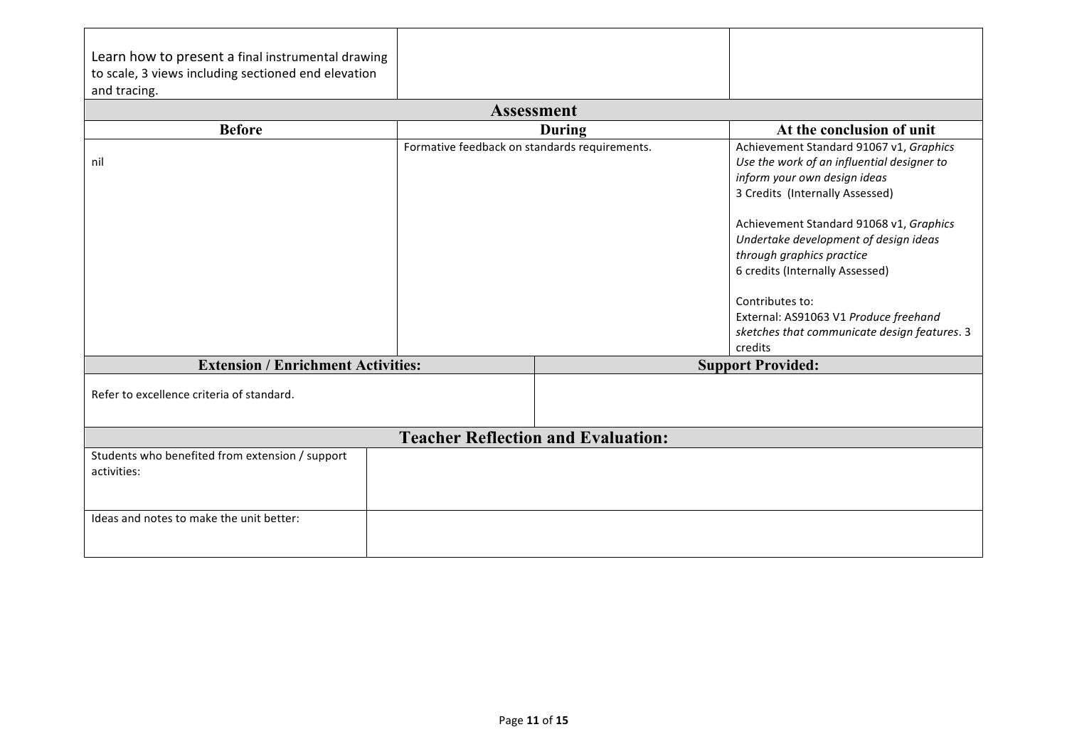| Learn how to present a final instrumental drawing to scale, 3 views including sectioned end elevation and tracing. | | |
|---|---|---|

| Assessment | | |
|---|---|---|
| **Before** | **During** | **At the conclusion of unit** |
| nil | Formative feedback on standards requirements. | Achievement Standard 91067 v1, *Graphics Use the work of an influential designer to inform your own design ideas*<br>3 Credits (Internally Assessed)<br><br>Achievement Standard 91068 v1, *Graphics Undertake development of design ideas through graphics practice*<br>6 credits (Internally Assessed)<br><br>Contributes to:<br>External: AS91063 V1 *Produce freehand sketches that communicate design features*. 3 credits |

| Extension / Enrichment Activities: | Support Provided: |
|---|---|
| Refer to excellence criteria of standard. | |

| Teacher Reflection and Evaluation: | |
|---|---|
| Students who benefited from extension / support activities: | |
| Ideas and notes to make the unit better: | |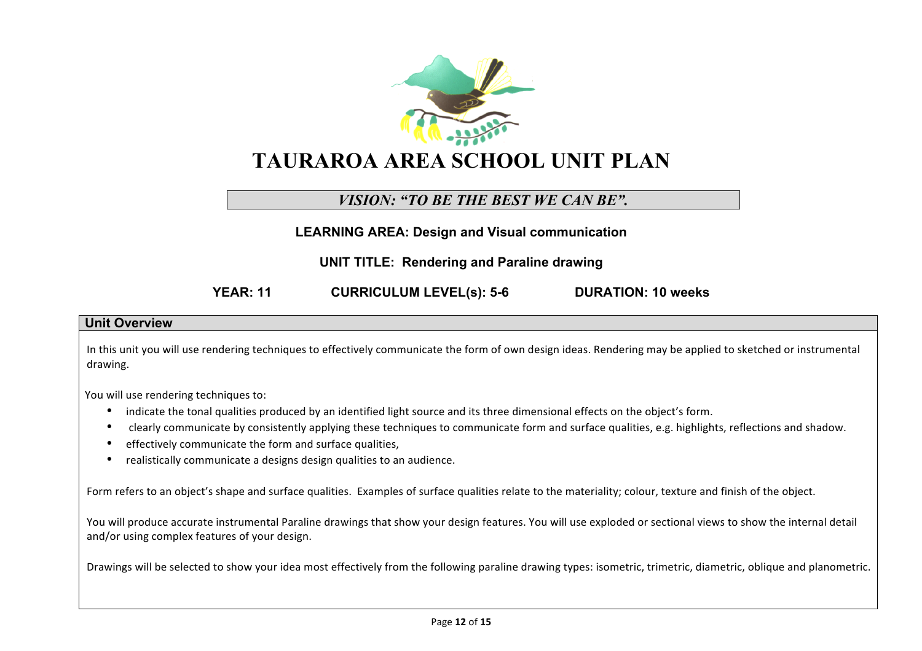# TAURAROA AREA SCHOOL UNIT PLAN

*VISION: "TO BE THE BEST WE CAN BE".*

**LEARNING AREA: Design and Visual communication**

**UNIT TITLE: Rendering and Paraline drawing**

**YEAR: 11** **CURRICULUM LEVEL(s): 5-6** **DURATION: 10 weeks**

## Unit Overview

In this unit you will use rendering techniques to effectively communicate the form of own design ideas. Rendering may be applied to sketched or instrumental drawing.

You will use rendering techniques to:

- indicate the tonal qualities produced by an identified light source and its three dimensional effects on the object's form.
- clearly communicate by consistently applying these techniques to communicate form and surface qualities, e.g. highlights, reflections and shadow.
- effectively communicate the form and surface qualities,
- realistically communicate a designs design qualities to an audience.

Form refers to an object's shape and surface qualities. Examples of surface qualities relate to the materiality; colour, texture and finish of the object.

You will produce accurate instrumental Paraline drawings that show your design features. You will use exploded or sectional views to show the internal detail and/or using complex features of your design.

Drawings will be selected to show your idea most effectively from the following paraline drawing types: isometric, trimetric, diametric, oblique and planometric.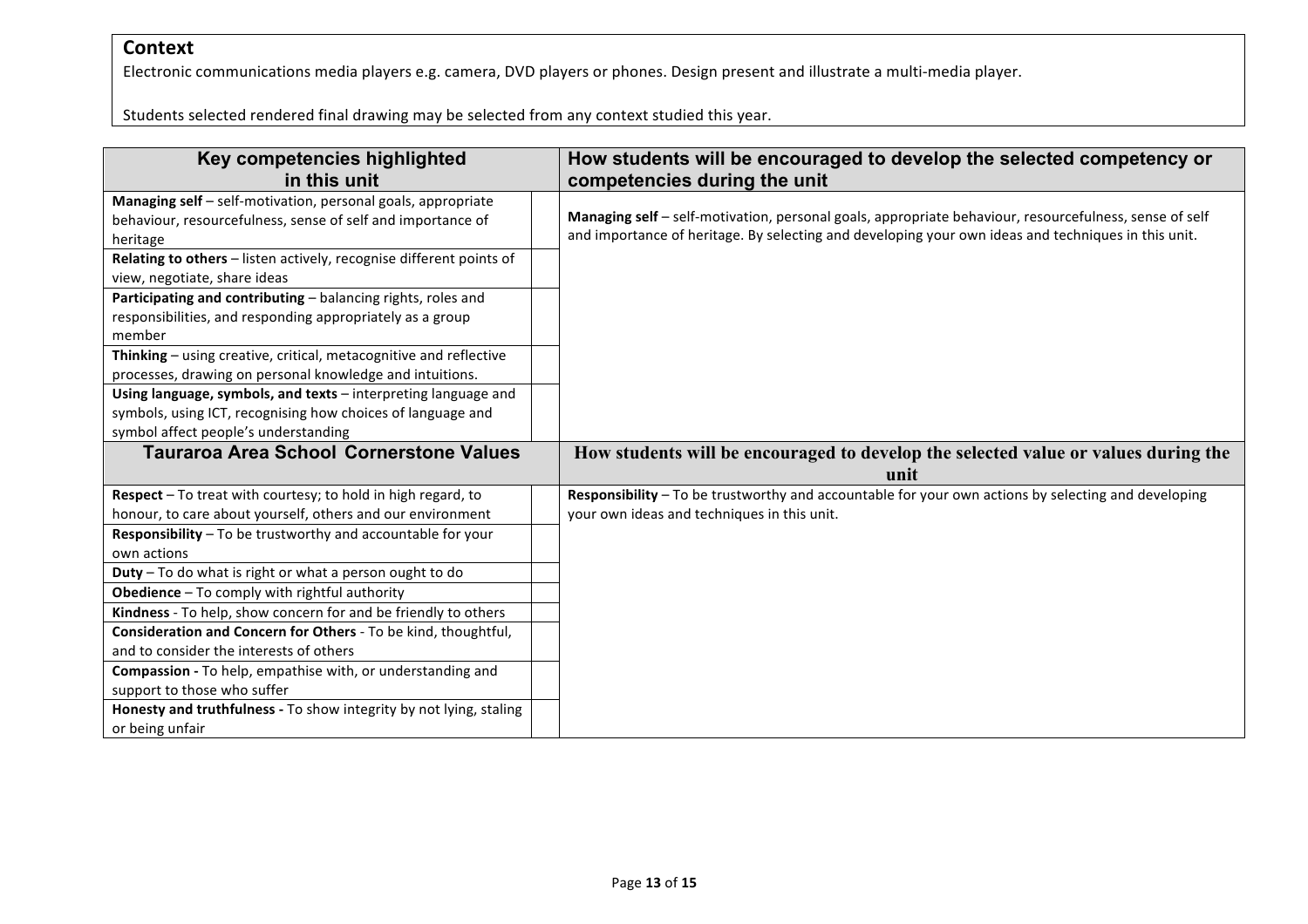## Context

Electronic communications media players e.g. camera, DVD players or phones. Design present and illustrate a multi-media player.

Students selected rendered final drawing may be selected from any context studied this year.

| Key competencies highlighted in this unit | | How students will be encouraged to develop the selected competency or competencies during the unit |
|---|---|---|
| **Managing self** – self-motivation, personal goals, appropriate behaviour, resourcefulness, sense of self and importance of heritage | | **Managing self** – self-motivation, personal goals, appropriate behaviour, resourcefulness, sense of self and importance of heritage. By selecting and developing your own ideas and techniques in this unit. |
| **Relating to others** – listen actively, recognise different points of view, negotiate, share ideas | | |
| **Participating and contributing** – balancing rights, roles and responsibilities, and responding appropriately as a group member | | |
| **Thinking** – using creative, critical, metacognitive and reflective processes, drawing on personal knowledge and intuitions. | | |
| **Using language, symbols, and texts** – interpreting language and symbols, using ICT, recognising how choices of language and symbol affect people's understanding | | |
| **Tauraroa Area School Cornerstone Values** | | **How students will be encouraged to develop the selected value or values during the unit** |
| **Respect** – To treat with courtesy; to hold in high regard, to honour, to care about yourself, others and our environment | | **Responsibility** – To be trustworthy and accountable for your own actions by selecting and developing your own ideas and techniques in this unit. |
| **Responsibility** – To be trustworthy and accountable for your own actions | | |
| **Duty** – To do what is right or what a person ought to do | | |
| **Obedience** – To comply with rightful authority | | |
| **Kindness** - To help, show concern for and be friendly to others | | |
| **Consideration and Concern for Others** - To be kind, thoughtful, and to consider the interests of others | | |
| **Compassion** - To help, empathise with, or understanding and support to those who suffer | | |
| **Honesty and truthfulness** - To show integrity by not lying, staling or being unfair | | |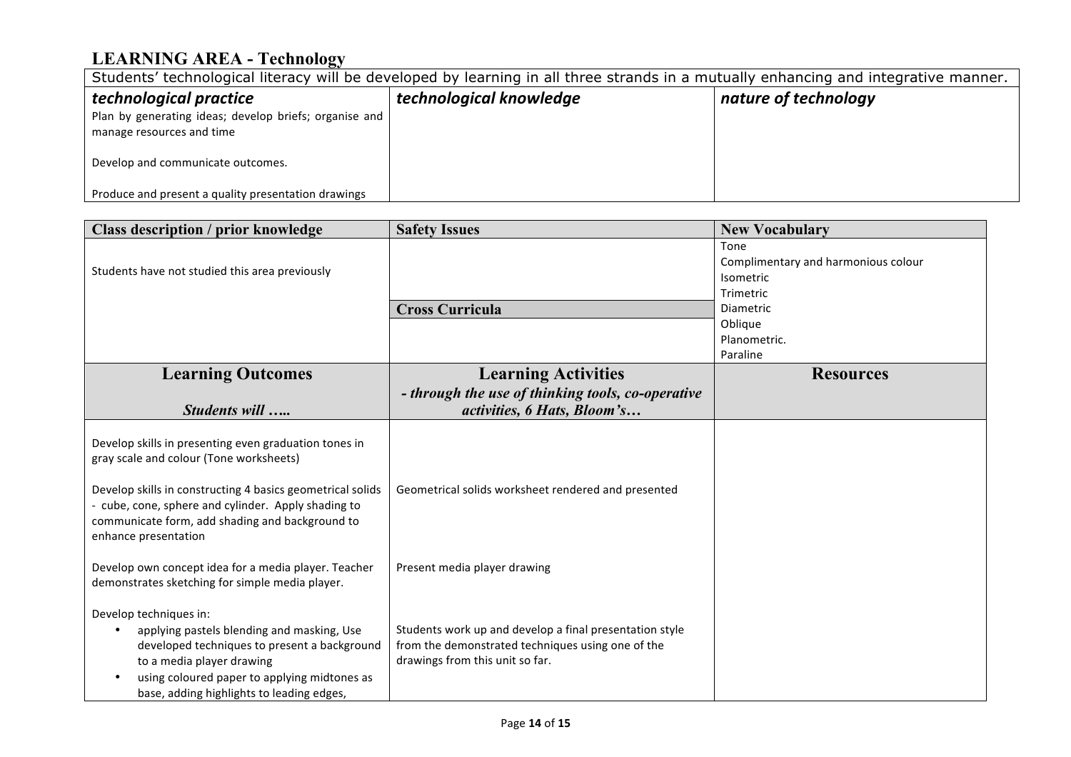## LEARNING AREA - Technology

| Students' technological literacy will be developed by learning in all three strands in a mutually enhancing and integrative manner. | | |
|---|---|---|
| ***technological practice*** | ***technological knowledge*** | ***nature of technology*** |
| Plan by generating ideas; develop briefs; organise and manage resources and time<br><br>Develop and communicate outcomes.<br><br>Produce and present a quality presentation drawings | | |

| **Class description / prior knowledge** | **Safety Issues** | **New Vocabulary** |
|---|---|---|
| Students have not studied this area previously | | Tone<br>Complimentary and harmonious colour<br>Isometric<br>Trimetric<br>Diametric<br>Oblique<br>Planometric.<br>Paraline |
| | **Cross Curricula** | |
| **Learning Outcomes**<br><br>***Students will …..*** | **Learning Activities**<br>***- through the use of thinking tools, co-operative activities, 6 Hats, Bloom's…*** | **Resources** |
| Develop skills in presenting even graduation tones in gray scale and colour (Tone worksheets) | | |
| Develop skills in constructing 4 basics geometrical solids - cube, cone, sphere and cylinder. Apply shading to communicate form, add shading and background to enhance presentation | Geometrical solids worksheet rendered and presented | |
| Develop own concept idea for a media player. Teacher demonstrates sketching for simple media player. | Present media player drawing | |
| Develop techniques in:<br>• applying pastels blending and masking, Use developed techniques to present a background to a media player drawing<br>• using coloured paper to applying midtones as base, adding highlights to leading edges, | Students work up and develop a final presentation style from the demonstrated techniques using one of the drawings from this unit so far. | |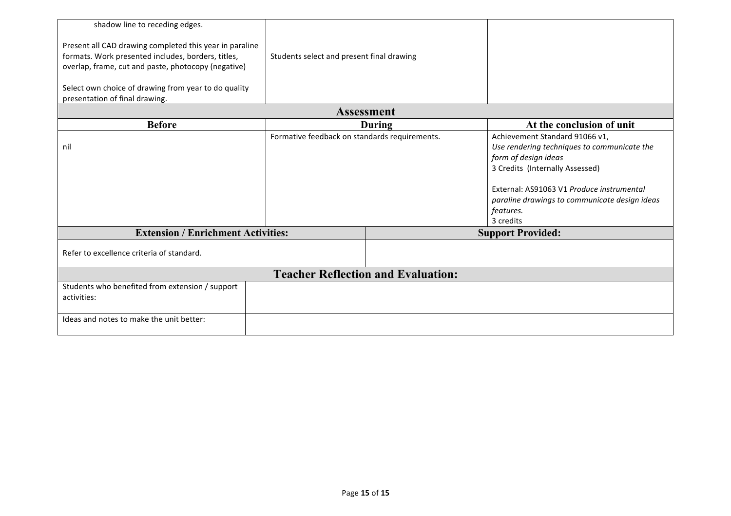| | | |
|---|---|---|
| shadow line to receding edges.<br><br>Present all CAD drawing completed this year in paraline formats. Work presented includes, borders, titles, overlap, frame, cut and paste, photocopy (negative)<br><br>Select own choice of drawing from year to do quality presentation of final drawing. | Students select and present final drawing | |

## Assessment

| Before | During | At the conclusion of unit |
|---|---|---|
| nil | Formative feedback on standards requirements. | Achievement Standard 91066 v1,<br>*Use rendering techniques to communicate the form of design ideas*<br>3 Credits (Internally Assessed)<br><br>External: AS91063 V1 *Produce instrumental paraline drawings to communicate design ideas features.*<br>3 credits |

| Extension / Enrichment Activities: | Support Provided: |
|---|---|
| Refer to excellence criteria of standard. | |

## Teacher Reflection and Evaluation:

| | |
|---|---|
| Students who benefited from extension / support activities: | |
| Ideas and notes to make the unit better: | |